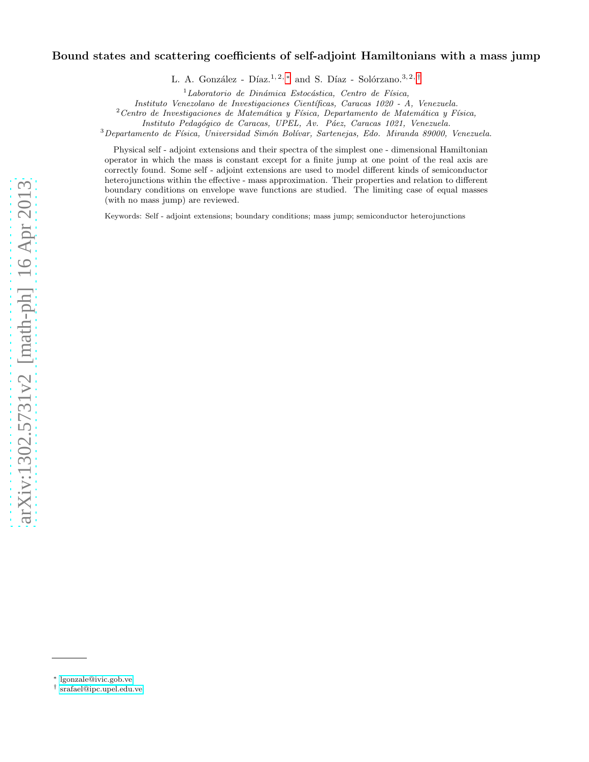# Bound states and scattering coefficients of self-adjoint Hamiltonians with a mass jump

L. A. González - Díaz.[1,2,*] and S. Díaz - Solórzano.[3,2,†]

[1] *Laboratorio de Dinámica Estocástica, Centro de Física, Instituto Venezolano de Investigaciones Científicas, Caracas 1020 - A, Venezuela.*

[2] *Centro de Investigaciones de Matemática y Física, Departamento de Matemática y Física, Instituto Pedagógico de Caracas, UPEL, Av. Páez, Caracas 1021, Venezuela.*

[3] *Departamento de Física, Universidad Simón Bolívar, Sartenejas, Edo. Miranda 89000, Venezuela.*

Physical self - adjoint extensions and their spectra of the simplest one - dimensional Hamiltonian operator in which the mass is constant except for a finite jump at one point of the real axis are correctly found. Some self - adjoint extensions are used to model different kinds of semiconductor heterojunctions within the effective - mass approximation. Their properties and relation to different boundary conditions on envelope wave functions are studied. The limiting case of equal masses (with no mass jump) are reviewed.

Keywords: Self - adjoint extensions; boundary conditions; mass jump; semiconductor heterojunctions

---

[*] lgonzale@ivic.gob.ve

[†] srafael@ipc.upel.edu.ve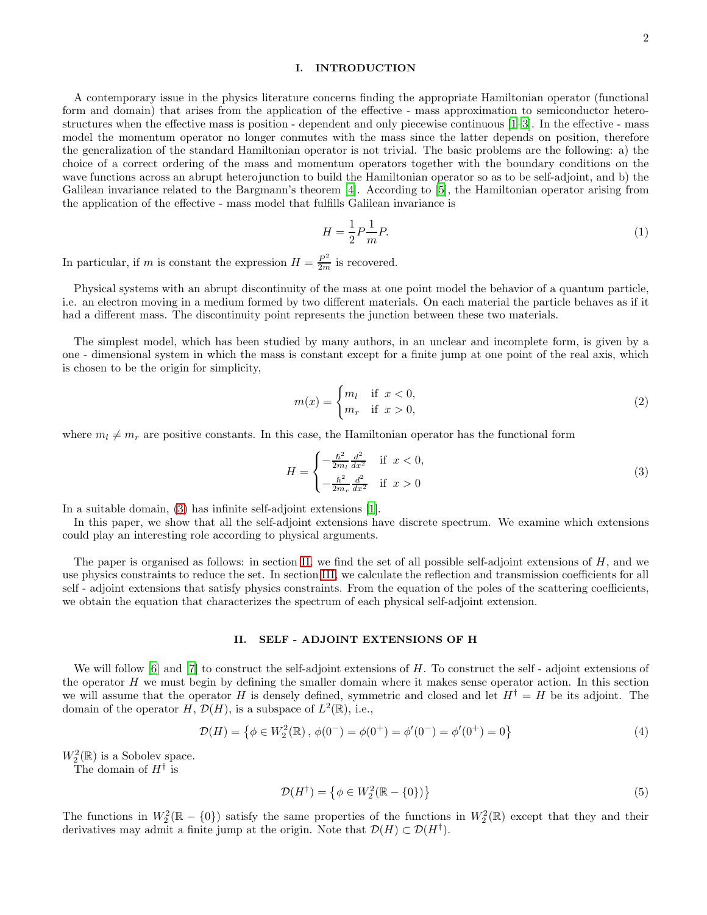## I. INTRODUCTION

A contemporary issue in the physics literature concerns finding the appropriate Hamiltonian operator (functional form and domain) that arises from the application of the effective - mass approximation to semiconductor heterostructures when the effective mass is position - dependent and only piecewise continuous [1–3]. In the effective - mass model the momentum operator no longer conmutes with the mass since the latter depends on position, therefore the generalization of the standard Hamiltonian operator is not trivial. The basic problems are the following: a) the choice of a correct ordering of the mass and momentum operators together with the boundary conditions on the wave functions across an abrupt heterojunction to build the Hamiltonian operator so as to be self-adjoint, and b) the Galilean invariance related to the Bargmann's theorem [4]. According to [5], the Hamiltonian operator arising from the application of the effective - mass model that fulfills Galilean invariance is

$$H = \frac{1}{2} P \frac{1}{m} P. \tag{1}$$

In particular, if $m$ is constant the expression $H = \frac{P^2}{2m}$ is recovered.

Physical systems with an abrupt discontinuity of the mass at one point model the behavior of a quantum particle, i.e. an electron moving in a medium formed by two different materials. On each material the particle behaves as if it had a different mass. The discontinuity point represents the junction between these two materials.

The simplest model, which has been studied by many authors, in an unclear and incomplete form, is given by a one - dimensional system in which the mass is constant except for a finite jump at one point of the real axis, which is chosen to be the origin for simplicity,

$$m(x) = \begin{cases} m_l & \text{if } x < 0, \\ m_r & \text{if } x > 0, \end{cases} \tag{2}$$

where $m_l \neq m_r$ are positive constants. In this case, the Hamiltonian operator has the functional form

$$H = \begin{cases} -\frac{\hbar^2}{2m_l}\frac{d^2}{dx^2} & \text{if } x < 0, \\ -\frac{\hbar^2}{2m_r}\frac{d^2}{dx^2} & \text{if } x > 0 \end{cases} \tag{3}$$

In a suitable domain, (3) has infinite self-adjoint extensions [1].

In this paper, we show that all the self-adjoint extensions have discrete spectrum. We examine which extensions could play an interesting role according to physical arguments.

The paper is organised as follows: in section II, we find the set of all possible self-adjoint extensions of $H$, and we use physics constraints to reduce the set. In section III, we calculate the reflection and transmission coefficients for all self - adjoint extensions that satisfy physics constraints. From the equation of the poles of the scattering coefficients, we obtain the equation that characterizes the spectrum of each physical self-adjoint extension.

## II. SELF - ADJOINT EXTENSIONS OF H

We will follow [6] and [7] to construct the self-adjoint extensions of $H$. To construct the self - adjoint extensions of the operator $H$ we must begin by defining the smaller domain where it makes sense operator action. In this section we will assume that the operator $H$ is densely defined, symmetric and closed and let $H^\dagger = H$ be its adjoint. The domain of the operator $H$, $\mathcal{D}(H)$, is a subspace of $L^2(\mathbb{R})$, i.e.,

$$\mathcal{D}(H) = \left\{ \phi \in W_2^2(\mathbb{R}) \,,\, \phi(0^-) = \phi(0^+) = \phi'(0^-) = \phi'(0^+) = 0 \right\} \tag{4}$$

$W_2^2(\mathbb{R})$ is a Sobolev space.

The domain of $H^\dagger$ is

$$\mathcal{D}(H^\dagger) = \left\{ \phi \in W_2^2(\mathbb{R} - \{0\}) \right\} \tag{5}$$

The functions in $W_2^2(\mathbb{R} - \{0\})$ satisfy the same properties of the functions in $W_2^2(\mathbb{R})$ except that they and their derivatives may admit a finite jump at the origin. Note that $\mathcal{D}(H) \subset \mathcal{D}(H^\dagger)$.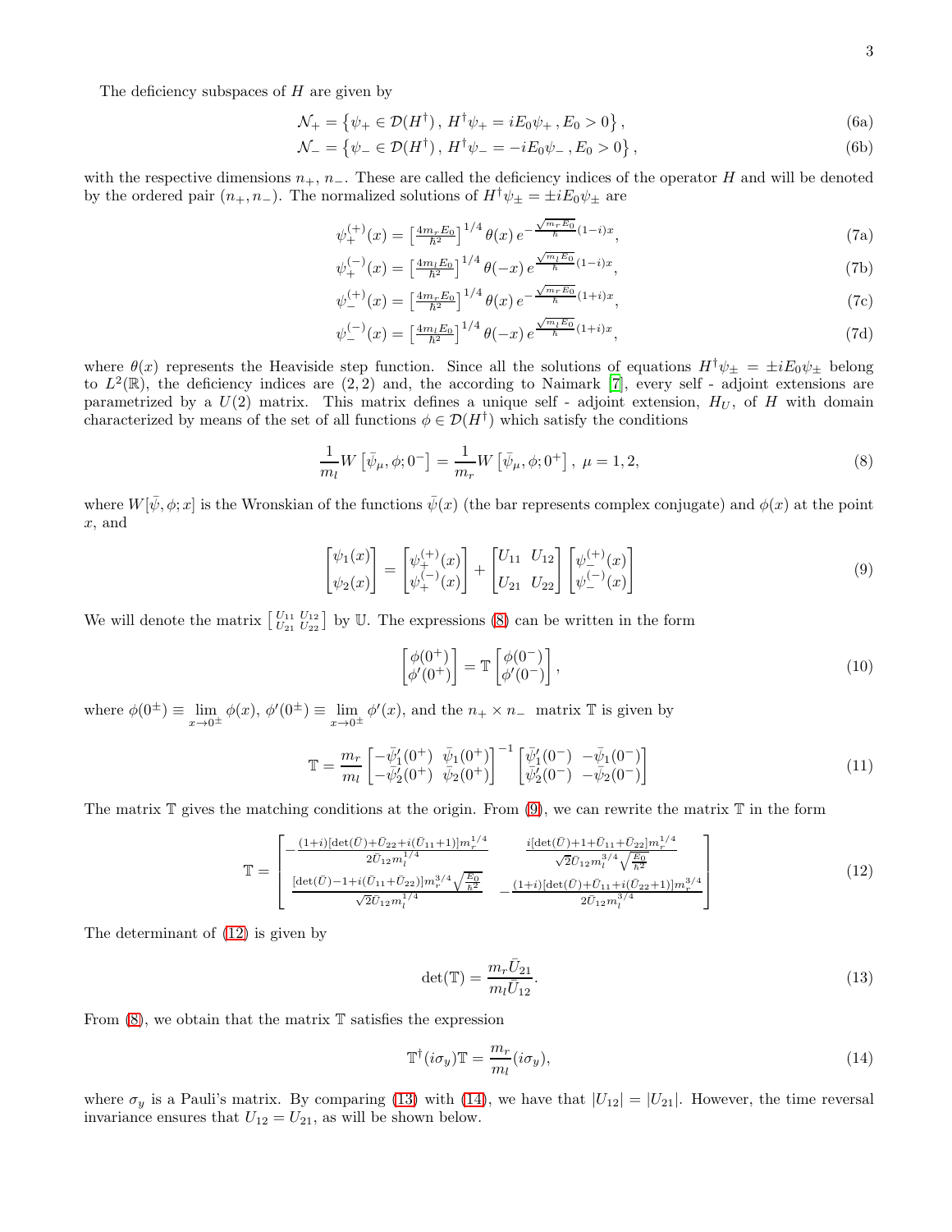The deficiency subspaces of $H$ are given by

$$\mathcal{N}_+ = \left\{\psi_+ \in \mathcal{D}(H^\dagger)\,,\, H^\dagger \psi_+ = iE_0\psi_+\,, E_0 > 0\right\}, \tag{6a}$$

$$\mathcal{N}_- = \left\{\psi_- \in \mathcal{D}(H^\dagger)\,,\, H^\dagger \psi_- = -iE_0\psi_-\,, E_0 > 0\right\}, \tag{6b}$$

with the respective dimensions $n_+$, $n_-$. These are called the deficiency indices of the operator $H$ and will be denoted by the ordered pair $(n_+, n_-)$. The normalized solutions of $H^\dagger\psi_\pm = \pm iE_0\psi_\pm$ are

$$\psi_+^{(+)}(x) = \left[\tfrac{4m_r E_0}{\hbar^2}\right]^{1/4} \theta(x)\, e^{-\frac{\sqrt{m_r E_0}}{\hbar}(1-i)x}, \tag{7a}$$

$$\psi_+^{(-)}(x) = \left[\tfrac{4m_l E_0}{\hbar^2}\right]^{1/4} \theta(-x)\, e^{\frac{\sqrt{m_l E_0}}{\hbar}(1-i)x}, \tag{7b}$$

$$\psi_-^{(+)}(x) = \left[\tfrac{4m_r E_0}{\hbar^2}\right]^{1/4} \theta(x)\, e^{-\frac{\sqrt{m_r E_0}}{\hbar}(1+i)x}, \tag{7c}$$

$$\psi_-^{(-)}(x) = \left[\tfrac{4m_l E_0}{\hbar^2}\right]^{1/4} \theta(-x)\, e^{\frac{\sqrt{m_l E_0}}{\hbar}(1+i)x}, \tag{7d}$$

where $\theta(x)$ represents the Heaviside step function. Since all the solutions of equations $H^\dagger\psi_\pm = \pm iE_0\psi_\pm$ belong to $L^2(\mathbb{R})$, the deficiency indices are $(2,2)$ and, the according to Naimark [7], every self - adjoint extensions are parametrized by a $U(2)$ matrix. This matrix defines a unique self - adjoint extension, $H_U$, of $H$ with domain characterized by means of the set of all functions $\phi \in \mathcal{D}(H^\dagger)$ which satisfy the conditions

$$\frac{1}{m_l} W\left[\bar{\psi}_\mu, \phi; 0^-\right] = \frac{1}{m_r} W\left[\bar{\psi}_\mu, \phi; 0^+\right],\ \mu = 1, 2, \tag{8}$$

where $W[\bar{\psi}, \phi; x]$ is the Wronskian of the functions $\bar{\psi}(x)$ (the bar represents complex conjugate) and $\phi(x)$ at the point $x$, and

$$\begin{bmatrix}\psi_1(x)\\ \psi_2(x)\end{bmatrix} = \begin{bmatrix}\psi_+^{(+)}(x)\\ \psi_+^{(-)}(x)\end{bmatrix} + \begin{bmatrix}U_{11} & U_{12}\\ U_{21} & U_{22}\end{bmatrix}\begin{bmatrix}\psi_-^{(+)}(x)\\ \psi_-^{(-)}(x)\end{bmatrix} \tag{9}$$

We will denote the matrix $\left[\begin{smallmatrix}U_{11} & U_{12}\\ U_{21} & U_{22}\end{smallmatrix}\right]$ by $\mathbb{U}$. The expressions (8) can be written in the form

$$\begin{bmatrix}\phi(0^+)\\ \phi'(0^+)\end{bmatrix} = \mathbb{T}\begin{bmatrix}\phi(0^-)\\ \phi'(0^-)\end{bmatrix}, \tag{10}$$

where $\phi(0^\pm) \equiv \lim\limits_{x\to 0^\pm}\phi(x)$, $\phi'(0^\pm) \equiv \lim\limits_{x\to 0^\pm}\phi'(x)$, and the $n_+ \times n_-$ matrix $\mathbb{T}$ is given by

$$\mathbb{T} = \frac{m_r}{m_l}\begin{bmatrix}-\bar{\psi}_1'(0^+) & \bar{\psi}_1(0^+)\\ -\bar{\psi}_2'(0^+) & \bar{\psi}_2(0^+)\end{bmatrix}^{-1}\begin{bmatrix}\bar{\psi}_1'(0^-) & -\bar{\psi}_1(0^-)\\ \bar{\psi}_2'(0^-) & -\bar{\psi}_2(0^-)\end{bmatrix} \tag{11}$$

The matrix $\mathbb{T}$ gives the matching conditions at the origin. From (9), we can rewrite the matrix $\mathbb{T}$ in the form

$$\mathbb{T} = \begin{bmatrix} -\frac{(1+i)[\det(\bar{U})+\bar{U}_{22}+i(\bar{U}_{11}+1)]m_r^{1/4}}{2\bar{U}_{12}m_l^{1/4}} & \frac{i[\det(\bar{U})+1+\bar{U}_{11}+\bar{U}_{22}]m_r^{1/4}}{\sqrt{2}\bar{U}_{12}m_l^{3/4}\sqrt{\frac{E_0}{\hbar^2}}}\\ \frac{[\det(\bar{U})-1+i(\bar{U}_{11}+\bar{U}_{22})]m_r^{3/4}\sqrt{\frac{E_0}{\hbar^2}}}{\sqrt{2}\bar{U}_{12}m_l^{1/4}} & -\frac{(1+i)[\det(\bar{U})+\bar{U}_{11}+i(\bar{U}_{22}+1)]m_r^{3/4}}{2\bar{U}_{12}m_l^{3/4}} \end{bmatrix} \tag{12}$$

The determinant of (12) is given by

$$\det(\mathbb{T}) = \frac{m_r\bar{U}_{21}}{m_l\bar{U}_{12}}. \tag{13}$$

From (8), we obtain that the matrix $\mathbb{T}$ satisfies the expression

$$\mathbb{T}^\dagger(i\sigma_y)\mathbb{T} = \frac{m_r}{m_l}(i\sigma_y), \tag{14}$$

where $\sigma_y$ is a Pauli's matrix. By comparing (13) with (14), we have that $|U_{12}| = |U_{21}|$. However, the time reversal invariance ensures that $U_{12} = U_{21}$, as will be shown below.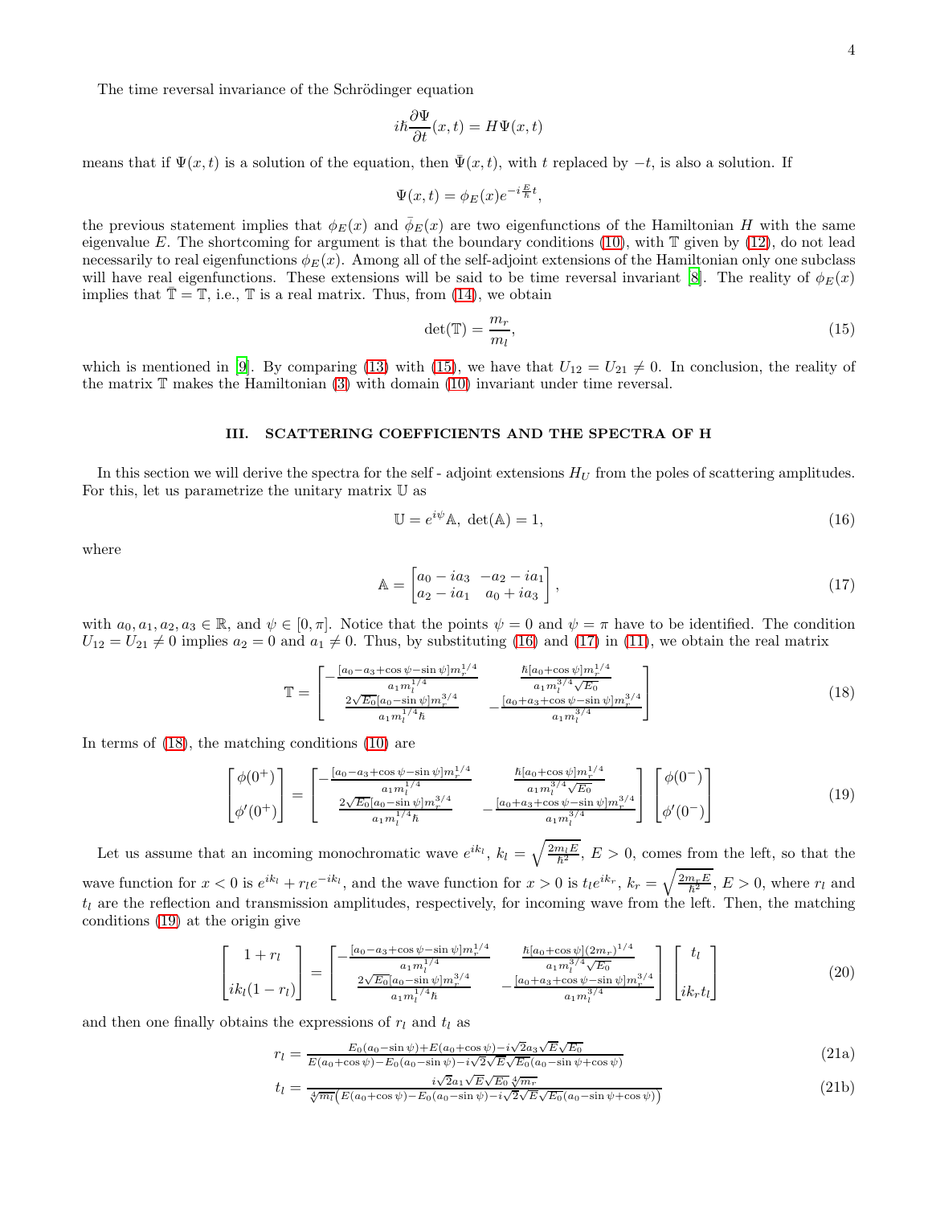The time reversal invariance of the Schrödinger equation

$$i\hbar\frac{\partial\Psi}{\partial t}(x,t) = H\Psi(x,t)$$

means that if $\Psi(x,t)$ is a solution of the equation, then $\bar{\Psi}(x,t)$, with $t$ replaced by $-t$, is also a solution. If

$$\Psi(x,t) = \phi_E(x)e^{-i\frac{E}{\hbar}t},$$

the previous statement implies that $\phi_E(x)$ and $\bar{\phi}_E(x)$ are two eigenfunctions of the Hamiltonian $H$ with the same eigenvalue $E$. The shortcoming for argument is that the boundary conditions (10), with $\mathbb{T}$ given by (12), do not lead necessarily to real eigenfunctions $\phi_E(x)$. Among all of the self-adjoint extensions of the Hamiltonian only one subclass will have real eigenfunctions. These extensions will be said to be time reversal invariant [8]. The reality of $\phi_E(x)$ implies that $\bar{\mathbb{T}} = \mathbb{T}$, i.e., $\mathbb{T}$ is a real matrix. Thus, from (14), we obtain

$$\det(\mathbb{T}) = \frac{m_r}{m_l}, \tag{15}$$

which is mentioned in [9]. By comparing (13) with (15), we have that $U_{12} = U_{21} \neq 0$. In conclusion, the reality of the matrix $\mathbb{T}$ makes the Hamiltonian (3) with domain (10) invariant under time reversal.

## III. SCATTERING COEFFICIENTS AND THE SPECTRA OF H

In this section we will derive the spectra for the self - adjoint extensions $H_U$ from the poles of scattering amplitudes. For this, let us parametrize the unitary matrix $\mathbb{U}$ as

$$\mathbb{U} = e^{i\psi}\mathbb{A},\ \det(\mathbb{A}) = 1, \tag{16}$$

where

$$\mathbb{A} = \begin{bmatrix} a_0 - ia_3 & -a_2 - ia_1 \\ a_2 - ia_1 & a_0 + ia_3 \end{bmatrix}, \tag{17}$$

with $a_0, a_1, a_2, a_3 \in \mathbb{R}$, and $\psi \in [0,\pi]$. Notice that the points $\psi = 0$ and $\psi = \pi$ have to be identified. The condition $U_{12} = U_{21} \neq 0$ implies $a_2 = 0$ and $a_1 \neq 0$. Thus, by substituting (16) and (17) in (11), we obtain the real matrix

$$\mathbb{T} = \begin{bmatrix} -\frac{[a_0 - a_3 + \cos\psi - \sin\psi]m_r^{1/4}}{a_1 m_l^{1/4}} & \frac{\hbar[a_0 + \cos\psi]m_r^{1/4}}{a_1 m_l^{3/4}\sqrt{E_0}} \\ \frac{2\sqrt{E_0}[a_0 - \sin\psi]m_r^{3/4}}{a_1 m_l^{1/4}\hbar} & -\frac{[a_0 + a_3 + \cos\psi - \sin\psi]m_r^{3/4}}{a_1 m_l^{3/4}} \end{bmatrix} \tag{18}$$

In terms of (18), the matching conditions (10) are

$$\begin{bmatrix} \phi(0^+) \\ \phi'(0^+) \end{bmatrix} = \begin{bmatrix} -\frac{[a_0 - a_3 + \cos\psi - \sin\psi]m_r^{1/4}}{a_1 m_l^{1/4}} & \frac{\hbar[a_0 + \cos\psi]m_r^{1/4}}{a_1 m_l^{3/4}\sqrt{E_0}} \\ \frac{2\sqrt{E_0}[a_0 - \sin\psi]m_r^{3/4}}{a_1 m_l^{1/4}\hbar} & -\frac{[a_0 + a_3 + \cos\psi - \sin\psi]m_r^{3/4}}{a_1 m_l^{3/4}} \end{bmatrix} \begin{bmatrix} \phi(0^-) \\ \phi'(0^-) \end{bmatrix} \tag{19}$$

Let us assume that an incoming monochromatic wave $e^{ik_l}$, $k_l = \sqrt{\frac{2m_l E}{\hbar^2}}$, $E > 0$, comes from the left, so that the wave function for $x < 0$ is $e^{ik_l} + r_l e^{-ik_l}$, and the wave function for $x > 0$ is $t_l e^{ik_r}$, $k_r = \sqrt{\frac{2m_r E}{\hbar^2}}$, $E > 0$, where $r_l$ and $t_l$ are the reflection and transmission amplitudes, respectively, for incoming wave from the left. Then, the matching conditions (19) at the origin give

$$\begin{bmatrix} 1 + r_l \\ ik_l(1 - r_l) \end{bmatrix} = \begin{bmatrix} -\frac{[a_0 - a_3 + \cos\psi - \sin\psi]m_r^{1/4}}{a_1 m_l^{1/4}} & \frac{\hbar[a_0 + \cos\psi](2m_r)^{1/4}}{a_1 m_l^{3/4}\sqrt{E_0}} \\ \frac{2\sqrt{E_0}[a_0 - \sin\psi]m_r^{3/4}}{a_1 m_l^{1/4}\hbar} & -\frac{[a_0 + a_3 + \cos\psi - \sin\psi]m_r^{3/4}}{a_1 m_l^{3/4}} \end{bmatrix} \begin{bmatrix} t_l \\ ik_r t_l \end{bmatrix} \tag{20}$$

and then one finally obtains the expressions of $r_l$ and $t_l$ as

$$r_l = \frac{E_0(a_0 - \sin\psi) + E(a_0 + \cos\psi) - i\sqrt{2}a_3\sqrt{E}\sqrt{E_0}}{E(a_0 + \cos\psi) - E_0(a_0 - \sin\psi) - i\sqrt{2}\sqrt{E}\sqrt{E_0}(a_0 - \sin\psi + \cos\psi)} \tag{21a}$$

$$t_l = \frac{i\sqrt{2}a_1\sqrt{E}\sqrt{E_0}\sqrt[4]{m_r}}{\sqrt[4]{m_l}\left(E(a_0 + \cos\psi) - E_0(a_0 - \sin\psi) - i\sqrt{2}\sqrt{E}\sqrt{E_0}(a_0 - \sin\psi + \cos\psi)\right)} \tag{21b}$$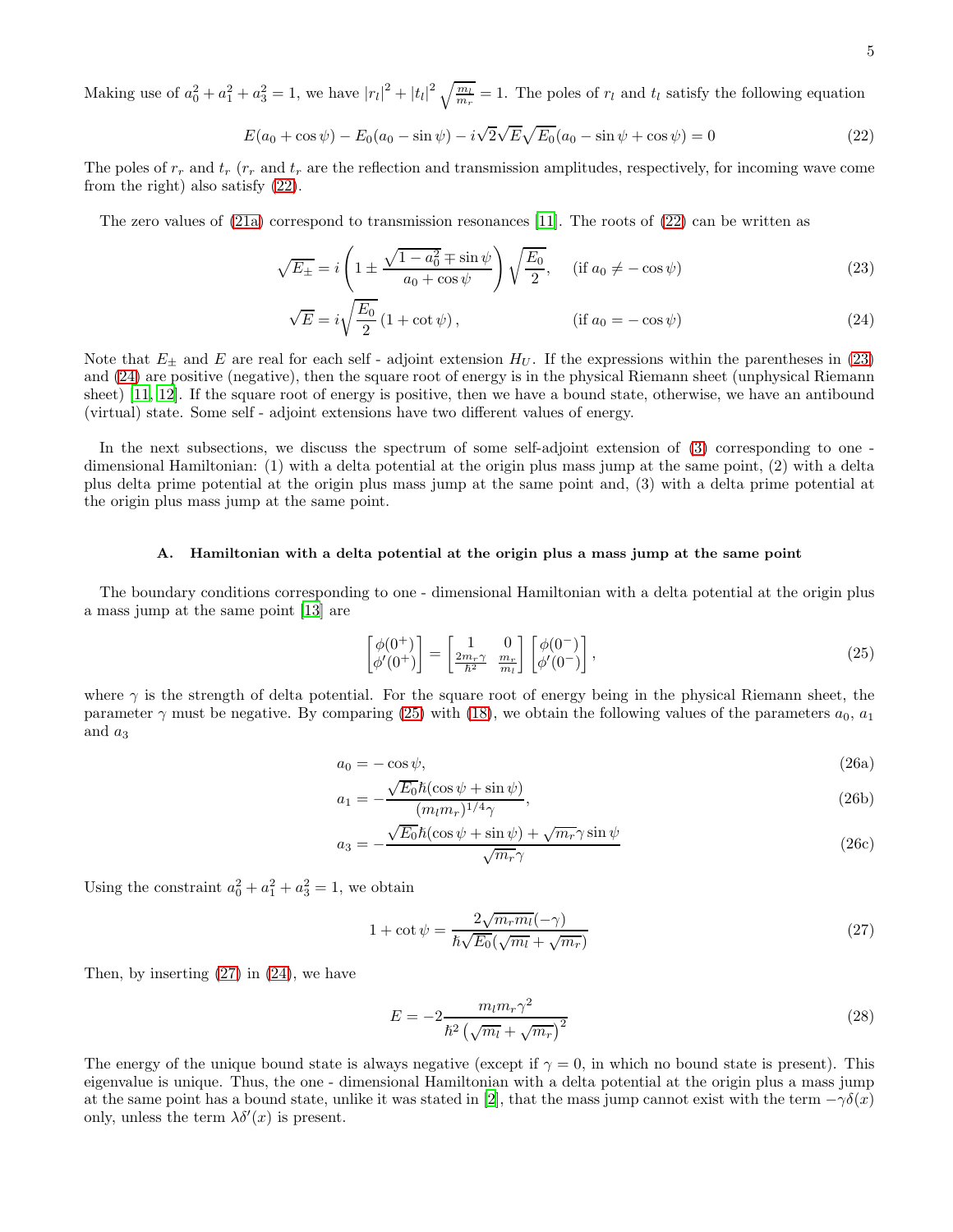Making use of $a_0^2 + a_1^2 + a_3^2 = 1$, we have $|r_l|^2 + |t_l|^2 \sqrt{\frac{m_l}{m_r}} = 1$. The poles of $r_l$ and $t_l$ satisfy the following equation

$$E(a_0 + \cos\psi) - E_0(a_0 - \sin\psi) - i\sqrt{2}\sqrt{E}\sqrt{E_0}(a_0 - \sin\psi + \cos\psi) = 0 \tag{22}$$

The poles of $r_r$ and $t_r$ ($r_r$ and $t_r$ are the reflection and transmission amplitudes, respectively, for incoming wave come from the right) also satisfy (22).

The zero values of (21a) correspond to transmission resonances [11]. The roots of (22) can be written as

$$\sqrt{E_\pm} = i\left(1 \pm \frac{\sqrt{1-a_0^2} \mp \sin\psi}{a_0 + \cos\psi}\right)\sqrt{\frac{E_0}{2}}, \quad (\text{if } a_0 \neq -\cos\psi) \tag{23}$$

$$\sqrt{E} = i\sqrt{\frac{E_0}{2}}\left(1 + \cot\psi\right), \quad (\text{if } a_0 = -\cos\psi) \tag{24}$$

Note that $E_\pm$ and $E$ are real for each self - adjoint extension $H_U$. If the expressions within the parentheses in (23) and (24) are positive (negative), then the square root of energy is in the physical Riemann sheet (unphysical Riemann sheet) [11, 12]. If the square root of energy is positive, then we have a bound state, otherwise, we have an antibound (virtual) state. Some self - adjoint extensions have two different values of energy.

In the next subsections, we discuss the spectrum of some self-adjoint extension of (3) corresponding to one - dimensional Hamiltonian: (1) with a delta potential at the origin plus mass jump at the same point, (2) with a delta plus delta prime potential at the origin plus mass jump at the same point and, (3) with a delta prime potential at the origin plus mass jump at the same point.

### A. Hamiltonian with a delta potential at the origin plus a mass jump at the same point

The boundary conditions corresponding to one - dimensional Hamiltonian with a delta potential at the origin plus a mass jump at the same point [13] are

$$\begin{bmatrix}\phi(0^+)\\ \phi'(0^+)\end{bmatrix} = \begin{bmatrix}1 & 0\\ \frac{2m_r\gamma}{\hbar^2} & \frac{m_r}{m_l}\end{bmatrix}\begin{bmatrix}\phi(0^-)\\ \phi'(0^-)\end{bmatrix}, \tag{25}$$

where $\gamma$ is the strength of delta potential. For the square root of energy being in the physical Riemann sheet, the parameter $\gamma$ must be negative. By comparing (25) with (18), we obtain the following values of the parameters $a_0$, $a_1$ and $a_3$

$$a_0 = -\cos\psi, \tag{26a}$$

$$a_1 = -\frac{\sqrt{E_0}\hbar(\cos\psi + \sin\psi)}{(m_l m_r)^{1/4}\gamma}, \tag{26b}$$

$$a_3 = -\frac{\sqrt{E_0}\hbar(\cos\psi + \sin\psi) + \sqrt{m_r}\gamma\sin\psi}{\sqrt{m_r}\gamma} \tag{26c}$$

Using the constraint $a_0^2 + a_1^2 + a_3^2 = 1$, we obtain

$$1 + \cot\psi = \frac{2\sqrt{m_r m_l}(-\gamma)}{\hbar\sqrt{E_0}(\sqrt{m_l} + \sqrt{m_r})} \tag{27}$$

Then, by inserting (27) in (24), we have

$$E = -2\frac{m_l m_r \gamma^2}{\hbar^2\left(\sqrt{m_l} + \sqrt{m_r}\right)^2} \tag{28}$$

The energy of the unique bound state is always negative (except if $\gamma = 0$, in which no bound state is present). This eigenvalue is unique. Thus, the one - dimensional Hamiltonian with a delta potential at the origin plus a mass jump at the same point has a bound state, unlike it was stated in [2], that the mass jump cannot exist with the term $-\gamma\delta(x)$ only, unless the term $\lambda\delta'(x)$ is present.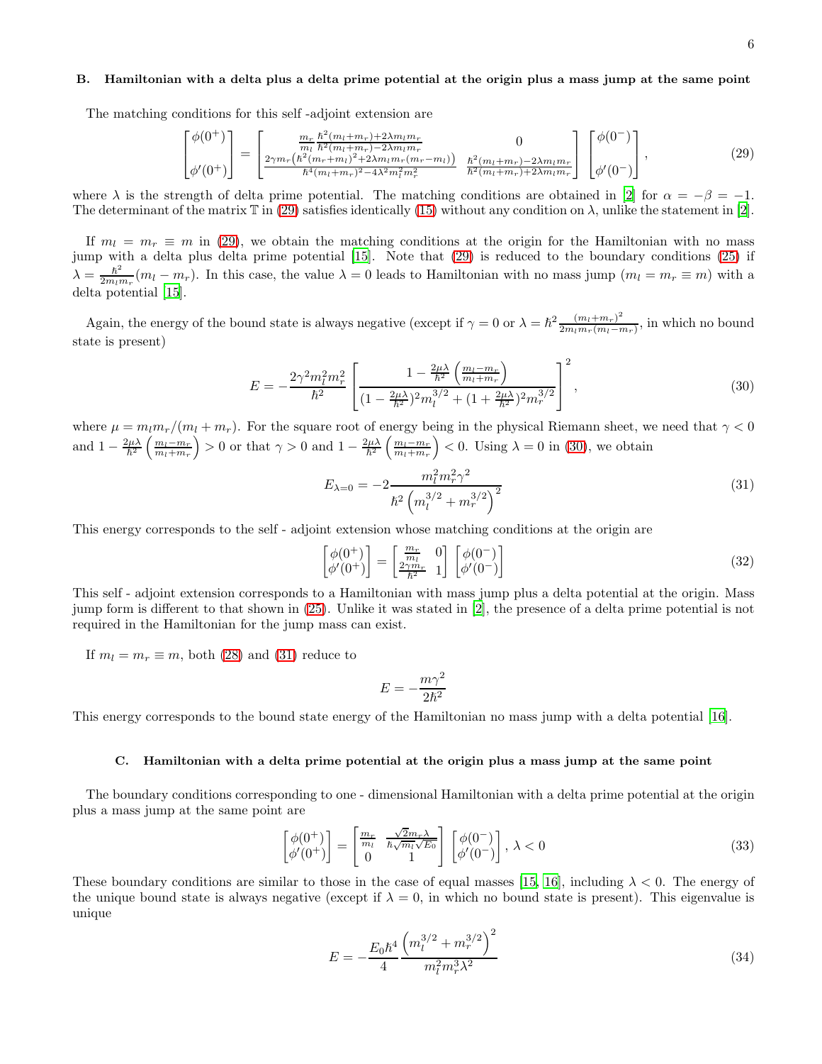### B. Hamiltonian with a delta plus a delta prime potential at the origin plus a mass jump at the same point

The matching conditions for this self -adjoint extension are

$$\begin{bmatrix}\phi(0^+)\\ \\ \phi'(0^+)\end{bmatrix} = \begin{bmatrix}\frac{m_r}{m_l}\frac{\hbar^2(m_l+m_r)+2\lambda m_l m_r}{\hbar^2(m_l+m_r)-2\lambda m_l m_r} & 0\\ \frac{2\gamma m_r\left(\hbar^2(m_r+m_l)^2+2\lambda m_l m_r(m_r-m_l)\right)}{\hbar^4(m_l+m_r)^2-4\lambda^2 m_l^2 m_r^2} & \frac{\hbar^2(m_l+m_r)-2\lambda m_l m_r}{\hbar^2(m_l+m_r)+2\lambda m_l m_r}\end{bmatrix}\begin{bmatrix}\phi(0^-)\\ \\ \phi'(0^-)\end{bmatrix}, \tag{29}$$

where $\lambda$ is the strength of delta prime potential. The matching conditions are obtained in [2] for $\alpha = -\beta = -1$. The determinant of the matrix $\mathbb{T}$ in (29) satisfies identically (15) without any condition on $\lambda$, unlike the statement in [2].

If $m_l = m_r \equiv m$ in (29), we obtain the matching conditions at the origin for the Hamiltonian with no mass jump with a delta plus delta prime potential [15]. Note that (29) is reduced to the boundary conditions (25) if $\lambda = \frac{\hbar^2}{2m_l m_r}(m_l - m_r)$. In this case, the value $\lambda = 0$ leads to Hamiltonian with no mass jump ($m_l = m_r \equiv m$) with a delta potential [15].

Again, the energy of the bound state is always negative (except if $\gamma = 0$ or $\lambda = \hbar^2\frac{(m_l+m_r)^2}{2m_l m_r(m_l-m_r)}$, in which no bound state is present)

$$E = -\frac{2\gamma^2 m_l^2 m_r^2}{\hbar^2}\left[\frac{1-\frac{2\mu\lambda}{\hbar^2}\left(\frac{m_l-m_r}{m_l+m_r}\right)}{(1-\frac{2\mu\lambda}{\hbar^2})^2 m_l^{3/2}+(1+\frac{2\mu\lambda}{\hbar^2})^2 m_r^{3/2}}\right]^2, \tag{30}$$

where $\mu = m_l m_r/(m_l+m_r)$. For the square root of energy being in the physical Riemann sheet, we need that $\gamma < 0$ and $1-\frac{2\mu\lambda}{\hbar^2}\left(\frac{m_l-m_r}{m_l+m_r}\right) > 0$ or that $\gamma > 0$ and $1-\frac{2\mu\lambda}{\hbar^2}\left(\frac{m_l-m_r}{m_l+m_r}\right) < 0$. Using $\lambda = 0$ in (30), we obtain

$$E_{\lambda=0} = -2\frac{m_l^2 m_r^2 \gamma^2}{\hbar^2\left(m_l^{3/2}+m_r^{3/2}\right)^2} \tag{31}$$

This energy corresponds to the self - adjoint extension whose matching conditions at the origin are

$$\begin{bmatrix}\phi(0^+)\\ \phi'(0^+)\end{bmatrix} = \begin{bmatrix}\frac{m_r}{m_l} & 0\\ \frac{2\gamma m_r}{\hbar^2} & 1\end{bmatrix}\begin{bmatrix}\phi(0^-)\\ \phi'(0^-)\end{bmatrix} \tag{32}$$

This self - adjoint extension corresponds to a Hamiltonian with mass jump plus a delta potential at the origin. Mass jump form is different to that shown in (25). Unlike it was stated in [2], the presence of a delta prime potential is not required in the Hamiltonian for the jump mass can exist.

If $m_l = m_r \equiv m$, both (28) and (31) reduce to

$$E = -\frac{m\gamma^2}{2\hbar^2}$$

This energy corresponds to the bound state energy of the Hamiltonian no mass jump with a delta potential [16].

### C. Hamiltonian with a delta prime potential at the origin plus a mass jump at the same point

The boundary conditions corresponding to one - dimensional Hamiltonian with a delta prime potential at the origin plus a mass jump at the same point are

$$\begin{bmatrix}\phi(0^+)\\ \phi'(0^+)\end{bmatrix} = \begin{bmatrix}\frac{m_r}{m_l} & \frac{\sqrt{2}m_r\lambda}{\hbar\sqrt{m_l}\sqrt{E_0}}\\ 0 & 1\end{bmatrix}\begin{bmatrix}\phi(0^-)\\ \phi'(0^-)\end{bmatrix},\ \lambda < 0 \tag{33}$$

These boundary conditions are similar to those in the case of equal masses [15, 16], including $\lambda < 0$. The energy of the unique bound state is always negative (except if $\lambda = 0$, in which no bound state is present). This eigenvalue is unique

$$E = -\frac{E_0\hbar^4}{4}\frac{\left(m_l^{3/2}+m_r^{3/2}\right)^2}{m_l^2 m_r^3\lambda^2} \tag{34}$$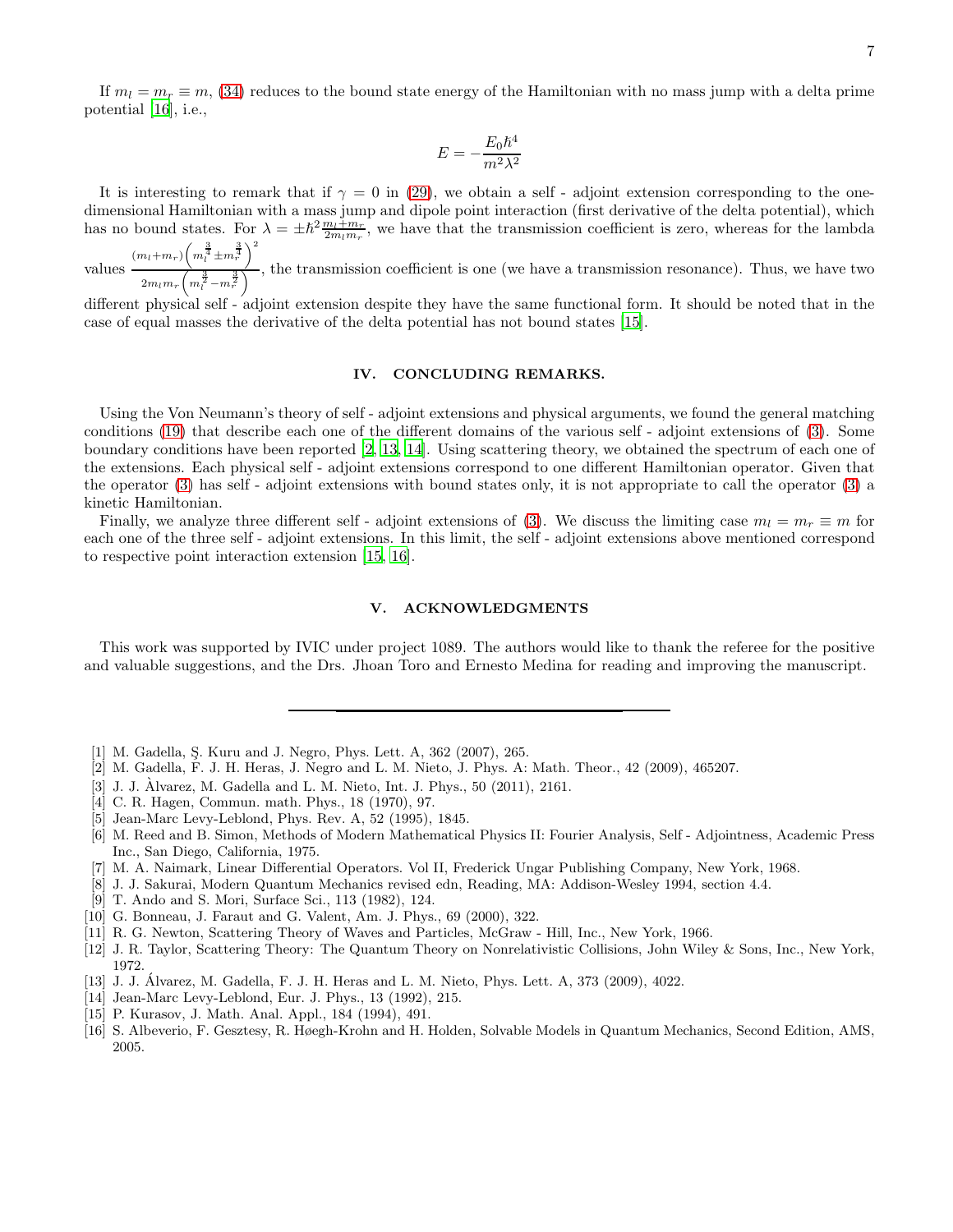If $m_l = m_r \equiv m$, (34) reduces to the bound state energy of the Hamiltonian with no mass jump with a delta prime potential [16], i.e.,

$$E = -\frac{E_0 \hbar^4}{m^2 \lambda^2}$$

It is interesting to remark that if $\gamma = 0$ in (29), we obtain a self - adjoint extension corresponding to the one-dimensional Hamiltonian with a mass jump and dipole point interaction (first derivative of the delta potential), which has no bound states. For $\lambda = \pm \hbar^2 \frac{m_l + m_r}{2 m_l m_r}$, we have that the transmission coefficient is zero, whereas for the lambda values $\frac{(m_l+m_r)\left(m_l^{\frac{3}{4}} \pm m_r^{\frac{3}{4}}\right)^2}{2 m_l m_r \left(m_l^{\frac{3}{2}} - m_r^{\frac{3}{2}}\right)}$, the transmission coefficient is one (we have a transmission resonance). Thus, we have two different physical self - adjoint extension despite they have the same functional form. It should be noted that in the case of equal masses the derivative of the delta potential has not bound states [15].

## IV. CONCLUDING REMARKS.

Using the Von Neumann's theory of self - adjoint extensions and physical arguments, we found the general matching conditions (19) that describe each one of the different domains of the various self - adjoint extensions of (3). Some boundary conditions have been reported [2, 13, 14]. Using scattering theory, we obtained the spectrum of each one of the extensions. Each physical self - adjoint extensions correspond to one different Hamiltonian operator. Given that the operator (3) has self - adjoint extensions with bound states only, it is not appropriate to call the operator (3) a kinetic Hamiltonian.

Finally, we analyze three different self - adjoint extensions of (3). We discuss the limiting case $m_l = m_r \equiv m$ for each one of the three self - adjoint extensions. In this limit, the self - adjoint extensions above mentioned correspond to respective point interaction extension [15, 16].

## V. ACKNOWLEDGMENTS

This work was supported by IVIC under project 1089. The authors would like to thank the referee for the positive and valuable suggestions, and the Drs. Jhoan Toro and Ernesto Medina for reading and improving the manuscript.

---

[1] M. Gadella, Ş. Kuru and J. Negro, Phys. Lett. A, 362 (2007), 265.
[2] M. Gadella, F. J. H. Heras, J. Negro and L. M. Nieto, J. Phys. A: Math. Theor., 42 (2009), 465207.
[3] J. J. Àlvarez, M. Gadella and L. M. Nieto, Int. J. Phys., 50 (2011), 2161.
[4] C. R. Hagen, Commun. math. Phys., 18 (1970), 97.
[5] Jean-Marc Levy-Leblond, Phys. Rev. A, 52 (1995), 1845.
[6] M. Reed and B. Simon, Methods of Modern Mathematical Physics II: Fourier Analysis, Self - Adjointness, Academic Press Inc., San Diego, California, 1975.
[7] M. A. Naimark, Linear Differential Operators. Vol II, Frederick Ungar Publishing Company, New York, 1968.
[8] J. J. Sakurai, Modern Quantum Mechanics revised edn, Reading, MA: Addison-Wesley 1994, section 4.4.
[9] T. Ando and S. Mori, Surface Sci., 113 (1982), 124.
[10] G. Bonneau, J. Faraut and G. Valent, Am. J. Phys., 69 (2000), 322.
[11] R. G. Newton, Scattering Theory of Waves and Particles, McGraw - Hill, Inc., New York, 1966.
[12] J. R. Taylor, Scattering Theory: The Quantum Theory on Nonrelativistic Collisions, John Wiley & Sons, Inc., New York, 1972.
[13] J. J. Álvarez, M. Gadella, F. J. H. Heras and L. M. Nieto, Phys. Lett. A, 373 (2009), 4022.
[14] Jean-Marc Levy-Leblond, Eur. J. Phys., 13 (1992), 215.
[15] P. Kurasov, J. Math. Anal. Appl., 184 (1994), 491.
[16] S. Albeverio, F. Gesztesy, R. Høegh-Krohn and H. Holden, Solvable Models in Quantum Mechanics, Second Edition, AMS, 2005.